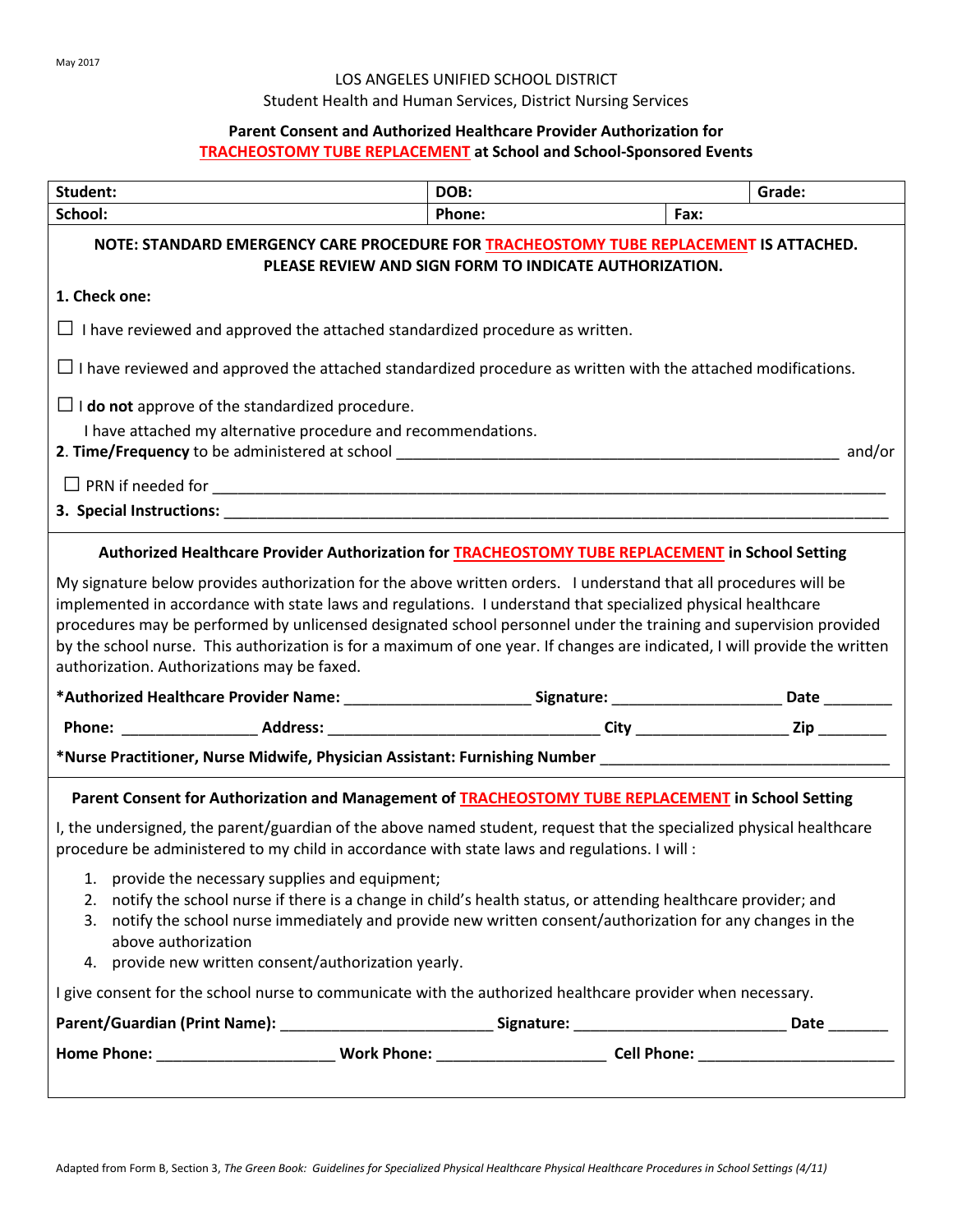May 2017

LOS ANGELES UNIFIED SCHOOL DISTRICT

Student Health and Human Services, District Nursing Services

**Parent Consent and Authorized Healthcare Provider Authorization for TRACHEOSTOMY TUBE REPLACEMENT at School and School-Sponsored Events**

| **Student:** | **DOB:** | | **Grade:** |
|---|---|---|---|
| **School:** | **Phone:** | **Fax:** | |

**NOTE: STANDARD EMERGENCY CARE PROCEDURE FOR TRACHEOSTOMY TUBE REPLACEMENT IS ATTACHED. PLEASE REVIEW AND SIGN FORM TO INDICATE AUTHORIZATION.**

**1. Check one:**

☐ I have reviewed and approved the attached standardized procedure as written.

☐ I have reviewed and approved the attached standardized procedure as written with the attached modifications.

☐ I **do not** approve of the standardized procedure.
I have attached my alternative procedure and recommendations.

**2. Time/Frequency** to be administered at school ______________________________________________________ and/or

☐ PRN if needed for ________________________________________________________________________________

**3. Special Instructions:** ____________________________________________________________________________

**Authorized Healthcare Provider Authorization for TRACHEOSTOMY TUBE REPLACEMENT in School Setting**

My signature below provides authorization for the above written orders. I understand that all procedures will be implemented in accordance with state laws and regulations. I understand that specialized physical healthcare procedures may be performed by unlicensed designated school personnel under the training and supervision provided by the school nurse. This authorization is for a maximum of one year. If changes are indicated, I will provide the written authorization. Authorizations may be faxed.

**\*Authorized Healthcare Provider Name:** ______________________ **Signature:** ____________________ **Date** ________

**Phone:** ________________ **Address:** ________________________________ **City** __________________ **Zip** ________

**\*Nurse Practitioner, Nurse Midwife, Physician Assistant: Furnishing Number** __________________________________

**Parent Consent for Authorization and Management of TRACHEOSTOMY TUBE REPLACEMENT in School Setting**

I, the undersigned, the parent/guardian of the above named student, request that the specialized physical healthcare procedure be administered to my child in accordance with state laws and regulations. I will :

1. provide the necessary supplies and equipment;
2. notify the school nurse if there is a change in child's health status, or attending healthcare provider; and
3. notify the school nurse immediately and provide new written consent/authorization for any changes in the above authorization
4. provide new written consent/authorization yearly.

I give consent for the school nurse to communicate with the authorized healthcare provider when necessary.

**Parent/Guardian (Print Name):** _________________________ **Signature:** _________________________ **Date** _______

**Home Phone:** _____________________ **Work Phone:** ____________________ **Cell Phone:** _______________________

Adapted from Form B, Section 3, *The Green Book: Guidelines for Specialized Physical Healthcare Physical Healthcare Procedures in School Settings (4/11)*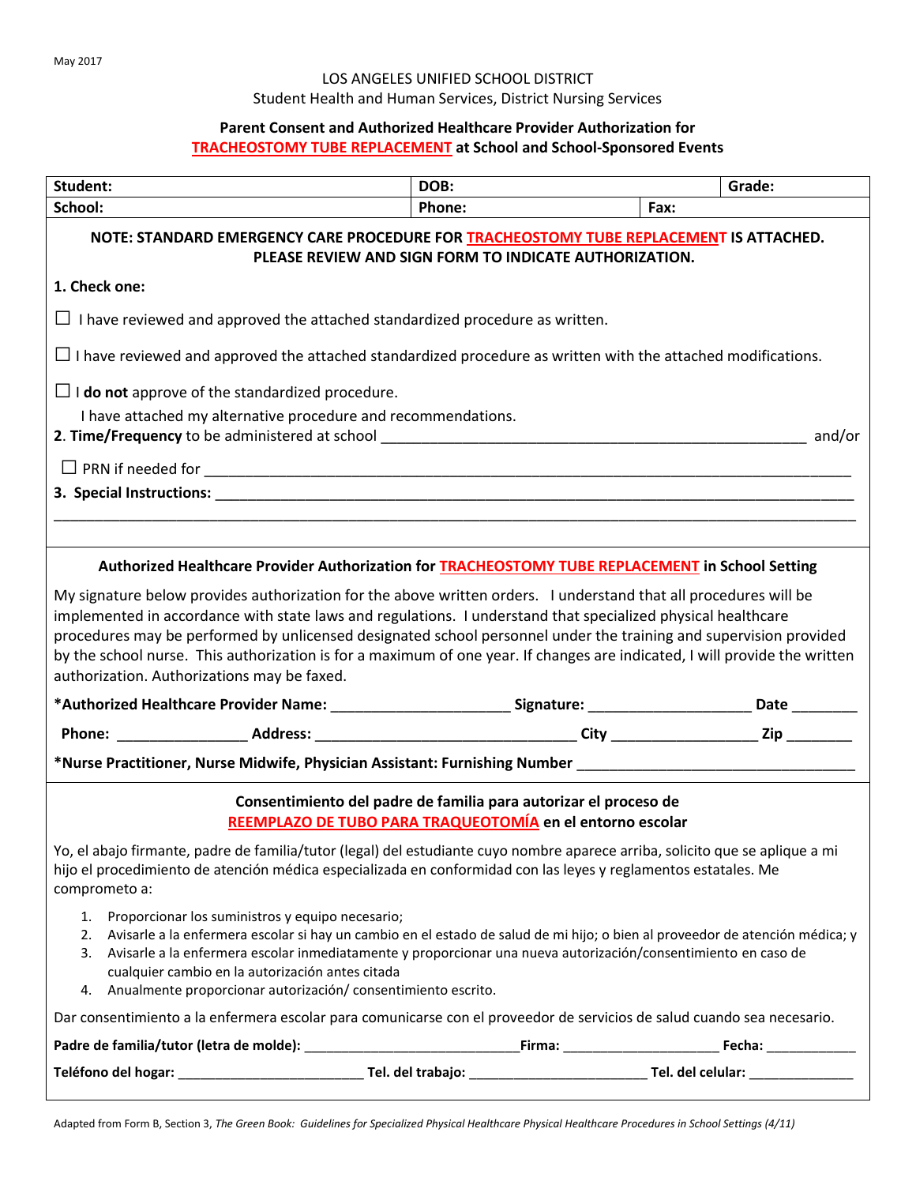May 2017

LOS ANGELES UNIFIED SCHOOL DISTRICT
Student Health and Human Services, District Nursing Services

**Parent Consent and Authorized Healthcare Provider Authorization for TRACHEOSTOMY TUBE REPLACEMENT at School and School-Sponsored Events**

| **Student:** | **DOB:** | | **Grade:** |
|---|---|---|---|
| **School:** | **Phone:** | **Fax:** | |

**NOTE: STANDARD EMERGENCY CARE PROCEDURE FOR TRACHEOSTOMY TUBE REPLACEMENT IS ATTACHED. PLEASE REVIEW AND SIGN FORM TO INDICATE AUTHORIZATION.**

**1. Check one:**

☐ I have reviewed and approved the attached standardized procedure as written.

☐ I have reviewed and approved the attached standardized procedure as written with the attached modifications.

☐ I **do not** approve of the standardized procedure.
I have attached my alternative procedure and recommendations.

**2. Time/Frequency** to be administered at school ________________________________________________ and/or

☐ PRN if needed for ______________________________________________________________________

**3. Special Instructions:** ___________________________________________________________________

_____________________________________________________________________________________

**Authorized Healthcare Provider Authorization for TRACHEOSTOMY TUBE REPLACEMENT in School Setting**

My signature below provides authorization for the above written orders. I understand that all procedures will be implemented in accordance with state laws and regulations. I understand that specialized physical healthcare procedures may be performed by unlicensed designated school personnel under the training and supervision provided by the school nurse. This authorization is for a maximum of one year. If changes are indicated, I will provide the written authorization. Authorizations may be faxed.

**\*Authorized Healthcare Provider Name:** ____________________ **Signature:** __________________ **Date** ________

**Phone:** ______________ **Address:** ______________________________ **City** ________________ **Zip** ________

**\*Nurse Practitioner, Nurse Midwife, Physician Assistant: Furnishing Number** ______________________________

**Consentimiento del padre de familia para autorizar el proceso de REEMPLAZO DE TUBO PARA TRAQUEOTOMÍA en el entorno escolar**

Yo, el abajo firmante, padre de familia/tutor (legal) del estudiante cuyo nombre aparece arriba, solicito que se aplique a mi hijo el procedimiento de atención médica especializada en conformidad con las leyes y reglamentos estatales. Me comprometo a:

1. Proporcionar los suministros y equipo necesario;
2. Avisarle a la enfermera escolar si hay un cambio en el estado de salud de mi hijo; o bien al proveedor de atención médica; y
3. Avisarle a la enfermera escolar inmediatamente y proporcionar una nueva autorización/consentimiento en caso de cualquier cambio en la autorización antes citada
4. Anualmente proporcionar autorización/ consentimiento escrito.

Dar consentimiento a la enfermera escolar para comunicarse con el proveedor de servicios de salud cuando sea necesario.

**Padre de familia/tutor (letra de molde):** ___________________________**Firma:** ____________________ **Fecha:** ___________

**Teléfono del hogar:** ______________________ **Tel. del trabajo:** ______________________ **Tel. del celular:** _____________

Adapted from Form B, Section 3, *The Green Book: Guidelines for Specialized Physical Healthcare Physical Healthcare Procedures in School Settings (4/11)*